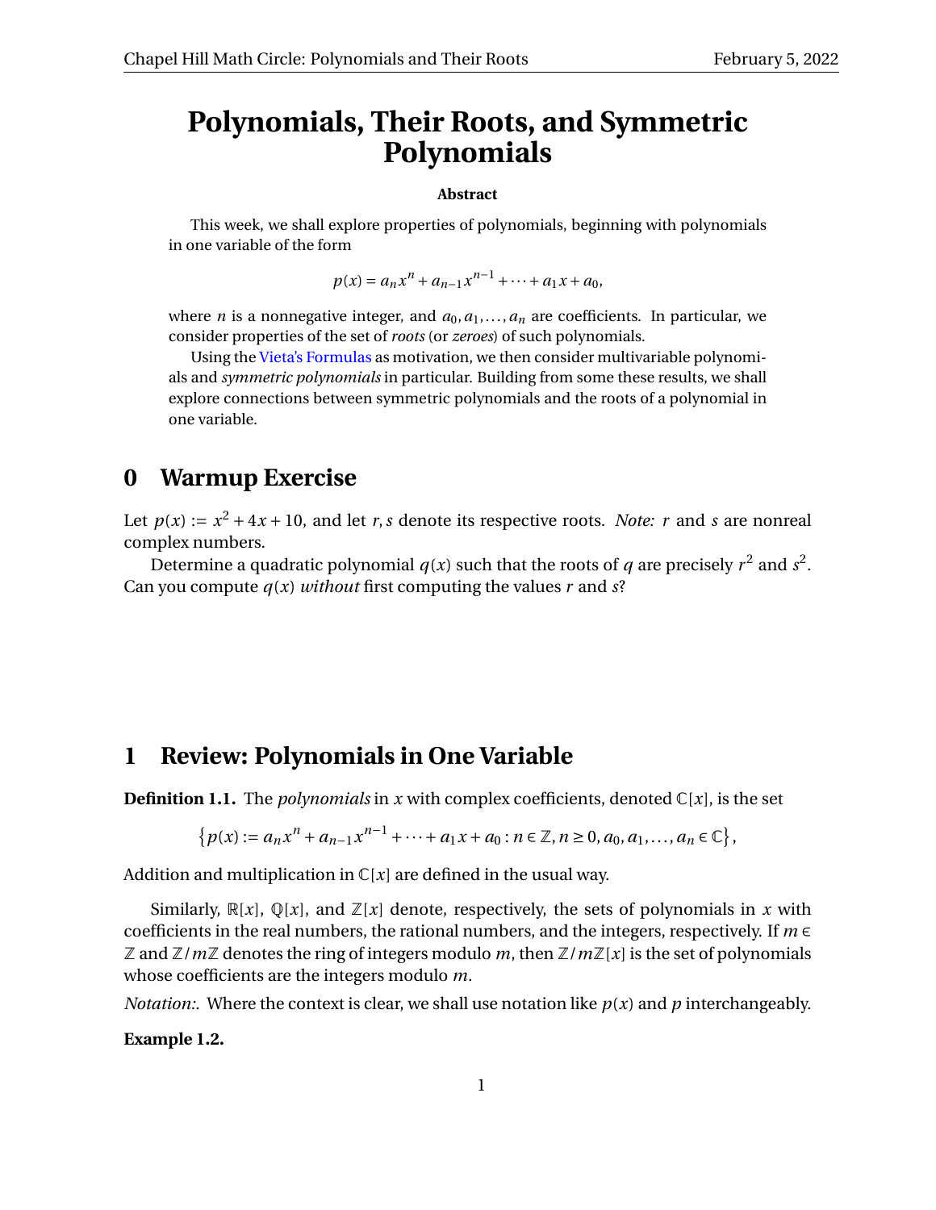# Polynomials, Their Roots, and Symmetric Polynomials

**Abstract**

This week, we shall explore properties of polynomials, beginning with polynomials in one variable of the form

$$p(x) = a_n x^n + a_{n-1} x^{n-1} + \cdots + a_1 x + a_0,$$

where $n$ is a nonnegative integer, and $a_0, a_1, \ldots, a_n$ are coefficients. In particular, we consider properties of the set of *roots* (or *zeroes*) of such polynomials.

Using the Vieta's Formulas as motivation, we then consider multivariable polynomials and *symmetric polynomials* in particular. Building from some these results, we shall explore connections between symmetric polynomials and the roots of a polynomial in one variable.

## 0 Warmup Exercise

Let $p(x) := x^2 + 4x + 10$, and let $r, s$ denote its respective roots. *Note:* $r$ and $s$ are nonreal complex numbers.

Determine a quadratic polynomial $q(x)$ such that the roots of $q$ are precisely $r^2$ and $s^2$. Can you compute $q(x)$ *without* first computing the values $r$ and $s$?

## 1 Review: Polynomials in One Variable

**Definition 1.1.** The *polynomials* in $x$ with complex coefficients, denoted $\mathbb{C}[x]$, is the set

$$\left\{ p(x) := a_n x^n + a_{n-1} x^{n-1} + \cdots + a_1 x + a_0 : n \in \mathbb{Z}, n \geq 0, a_0, a_1, \ldots, a_n \in \mathbb{C} \right\},$$

Addition and multiplication in $\mathbb{C}[x]$ are defined in the usual way.

Similarly, $\mathbb{R}[x]$, $\mathbb{Q}[x]$, and $\mathbb{Z}[x]$ denote, respectively, the sets of polynomials in $x$ with coefficients in the real numbers, the rational numbers, and the integers, respectively. If $m \in \mathbb{Z}$ and $\mathbb{Z}/m\mathbb{Z}$ denotes the ring of integers modulo $m$, then $\mathbb{Z}/m\mathbb{Z}[x]$ is the set of polynomials whose coefficients are the integers modulo $m$.

*Notation:*. Where the context is clear, we shall use notation like $p(x)$ and $p$ interchangeably.

**Example 1.2.**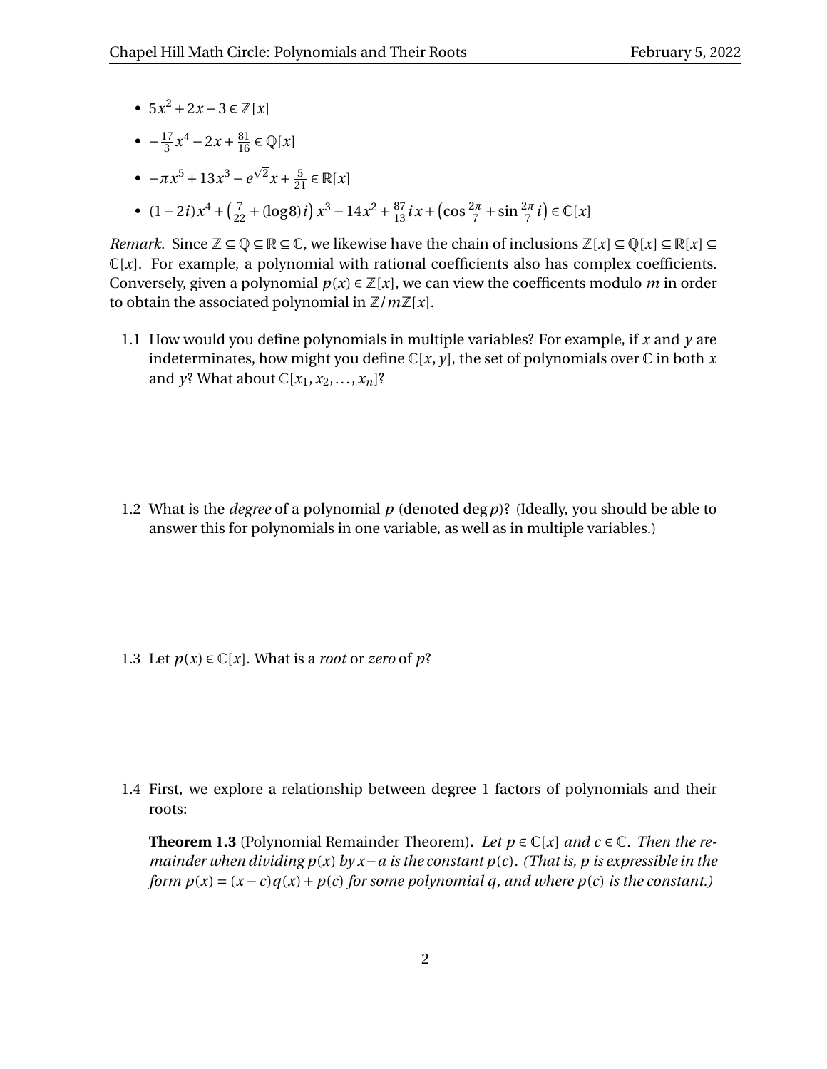- $5x^2 + 2x - 3 \in \mathbb{Z}[x]$
- $-\frac{17}{3}x^4 - 2x + \frac{81}{16} \in \mathbb{Q}[x]$
- $-\pi x^5 + 13x^3 - e^{\sqrt{2}}x + \frac{5}{21} \in \mathbb{R}[x]$
- $(1-2i)x^4 + \left(\frac{7}{22} + (\log 8)\,i\right)x^3 - 14x^2 + \frac{87}{13}i\,x + \left(\cos\frac{2\pi}{7} + \sin\frac{2\pi}{7}i\right) \in \mathbb{C}[x]$

*Remark.* Since $\mathbb{Z} \subseteq \mathbb{Q} \subseteq \mathbb{R} \subseteq \mathbb{C}$, we likewise have the chain of inclusions $\mathbb{Z}[x] \subseteq \mathbb{Q}[x] \subseteq \mathbb{R}[x] \subseteq \mathbb{C}[x]$. For example, a polynomial with rational coefficients also has complex coefficients. Conversely, given a polynomial $p(x) \in \mathbb{Z}[x]$, we can view the coefficents modulo $m$ in order to obtain the associated polynomial in $\mathbb{Z}/m\mathbb{Z}[x]$.

1.1 How would you define polynomials in multiple variables? For example, if $x$ and $y$ are indeterminates, how might you define $\mathbb{C}[x, y]$, the set of polynomials over $\mathbb{C}$ in both $x$ and $y$? What about $\mathbb{C}[x_1, x_2, \ldots, x_n]$?

1.2 What is the *degree* of a polynomial $p$ (denoted $\deg p$)? (Ideally, you should be able to answer this for polynomials in one variable, as well as in multiple variables.)

1.3 Let $p(x) \in \mathbb{C}[x]$. What is a *root* or *zero* of $p$?

1.4 First, we explore a relationship between degree 1 factors of polynomials and their roots:

**Theorem 1.3** (Polynomial Remainder Theorem)**.** *Let $p \in \mathbb{C}[x]$ and $c \in \mathbb{C}$. Then the remainder when dividing $p(x)$ by $x - a$ is the constant $p(c)$. (That is, $p$ is expressible in the form $p(x) = (x - c)q(x) + p(c)$ for some polynomial $q$, and where $p(c)$ is the constant.)*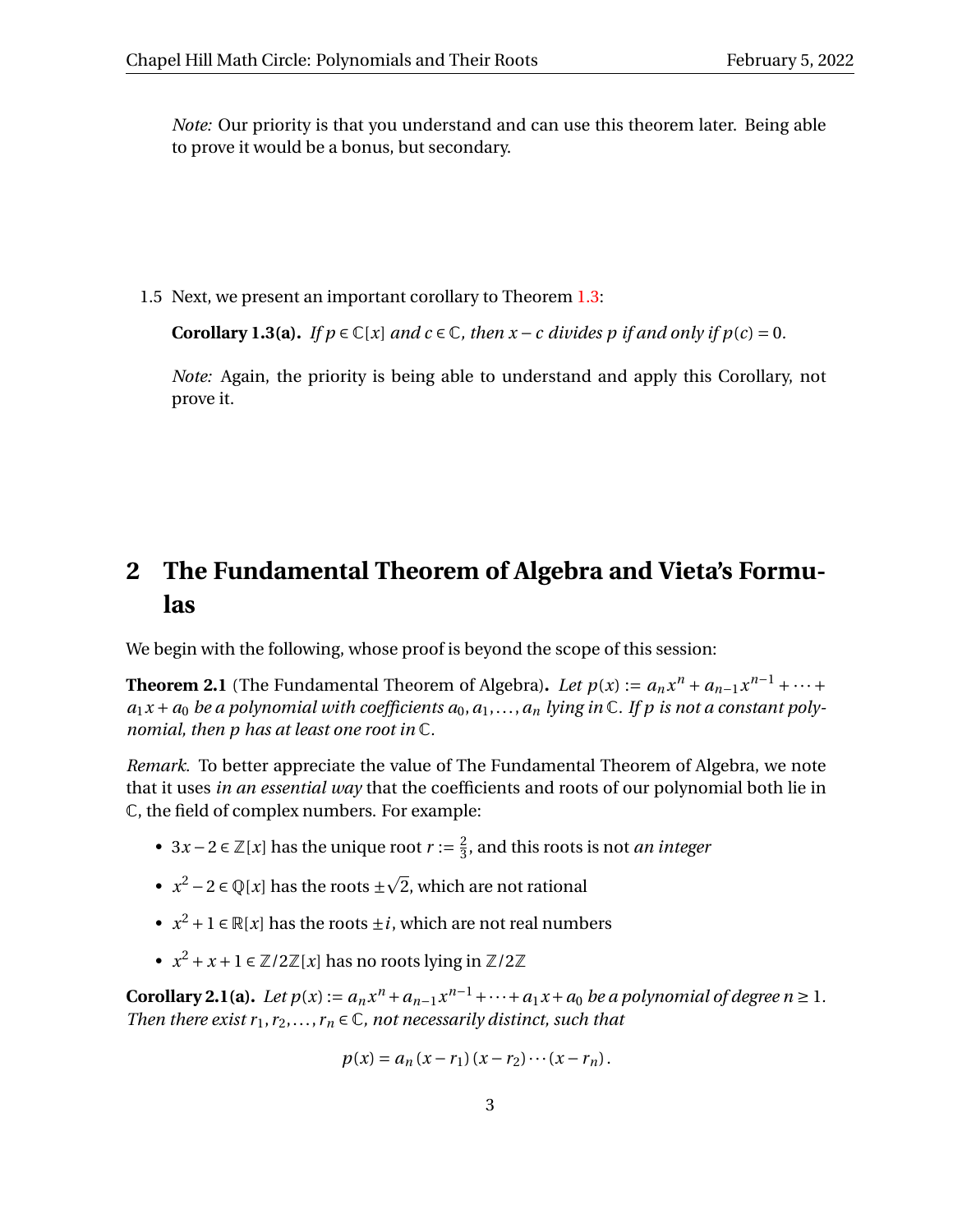*Note:* Our priority is that you understand and can use this theorem later. Being able to prove it would be a bonus, but secondary.

1.5 Next, we present an important corollary to Theorem 1.3:

**Corollary 1.3(a).** *If $p \in \mathbb{C}[x]$ and $c \in \mathbb{C}$, then $x - c$ divides $p$ if and only if $p(c) = 0$.*

*Note:* Again, the priority is being able to understand and apply this Corollary, not prove it.

## 2 The Fundamental Theorem of Algebra and Vieta's Formulas

We begin with the following, whose proof is beyond the scope of this session:

**Theorem 2.1** (The Fundamental Theorem of Algebra)**.** *Let $p(x) := a_n x^n + a_{n-1} x^{n-1} + \cdots + a_1 x + a_0$ be a polynomial with coefficients $a_0, a_1, \ldots, a_n$ lying in $\mathbb{C}$. If $p$ is not a constant polynomial, then $p$ has at least one root in $\mathbb{C}$.*

*Remark.* To better appreciate the value of The Fundamental Theorem of Algebra, we note that it uses *in an essential way* that the coefficients and roots of our polynomial both lie in $\mathbb{C}$, the field of complex numbers. For example:

- $3x - 2 \in \mathbb{Z}[x]$ has the unique root $r := \frac{2}{3}$, and this roots is not *an integer*
- $x^2 - 2 \in \mathbb{Q}[x]$ has the roots $\pm\sqrt{2}$, which are not rational
- $x^2 + 1 \in \mathbb{R}[x]$ has the roots $\pm i$, which are not real numbers
- $x^2 + x + 1 \in \mathbb{Z}/2\mathbb{Z}[x]$ has no roots lying in $\mathbb{Z}/2\mathbb{Z}$

**Corollary 2.1(a).** *Let $p(x) := a_n x^n + a_{n-1} x^{n-1} + \cdots + a_1 x + a_0$ be a polynomial of degree $n \geq 1$. Then there exist $r_1, r_2, \ldots, r_n \in \mathbb{C}$, not necessarily distinct, such that*

$$p(x) = a_n (x - r_1)(x - r_2) \cdots (x - r_n).$$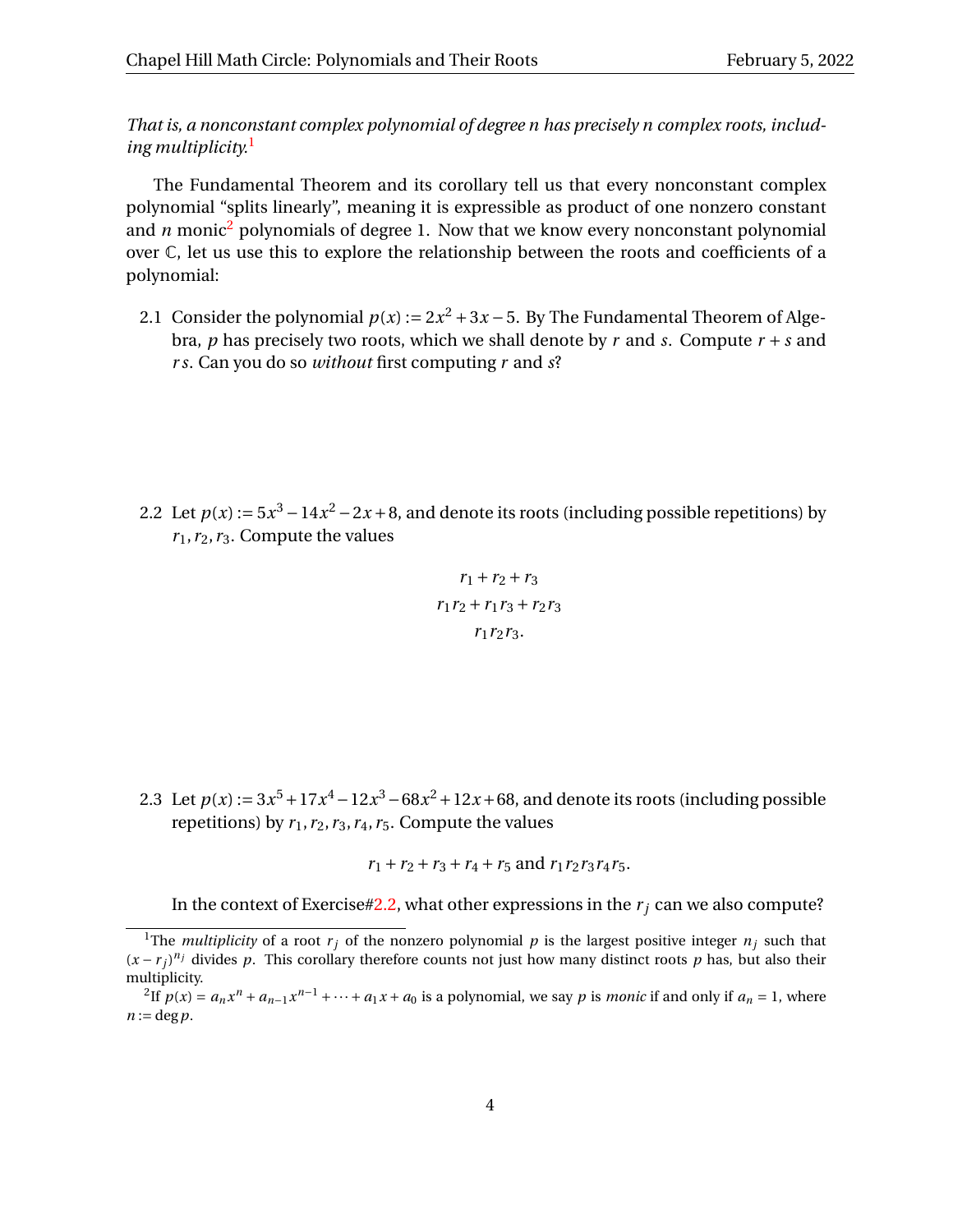*That is, a nonconstant complex polynomial of degree n has precisely n complex roots, including multiplicity.*[1]

The Fundamental Theorem and its corollary tell us that every nonconstant complex polynomial "splits linearly", meaning it is expressible as product of one nonzero constant and $n$ monic[2] polynomials of degree 1. Now that we know every nonconstant polynomial over $\mathbb{C}$, let us use this to explore the relationship between the roots and coefficients of a polynomial:

2.1 Consider the polynomial $p(x) := 2x^2 + 3x - 5$. By The Fundamental Theorem of Algebra, $p$ has precisely two roots, which we shall denote by $r$ and $s$. Compute $r + s$ and $rs$. Can you do so *without* first computing $r$ and $s$?

2.2 Let $p(x) := 5x^3 - 14x^2 - 2x + 8$, and denote its roots (including possible repetitions) by $r_1, r_2, r_3$. Compute the values

$$r_1 + r_2 + r_3$$
$$r_1 r_2 + r_1 r_3 + r_2 r_3$$
$$r_1 r_2 r_3.$$

2.3 Let $p(x) := 3x^5 + 17x^4 - 12x^3 - 68x^2 + 12x + 68$, and denote its roots (including possible repetitions) by $r_1, r_2, r_3, r_4, r_5$. Compute the values

$$r_1 + r_2 + r_3 + r_4 + r_5 \text{ and } r_1 r_2 r_3 r_4 r_5.$$

In the context of Exercise#2.2, what other expressions in the $r_j$ can we also compute?

---

[1] The *multiplicity* of a root $r_j$ of the nonzero polynomial $p$ is the largest positive integer $n_j$ such that $(x - r_j)^{n_j}$ divides $p$. This corollary therefore counts not just how many distinct roots $p$ has, but also their multiplicity.

[2] If $p(x) = a_n x^n + a_{n-1} x^{n-1} + \cdots + a_1 x + a_0$ is a polynomial, we say $p$ is *monic* if and only if $a_n = 1$, where $n := \deg p$.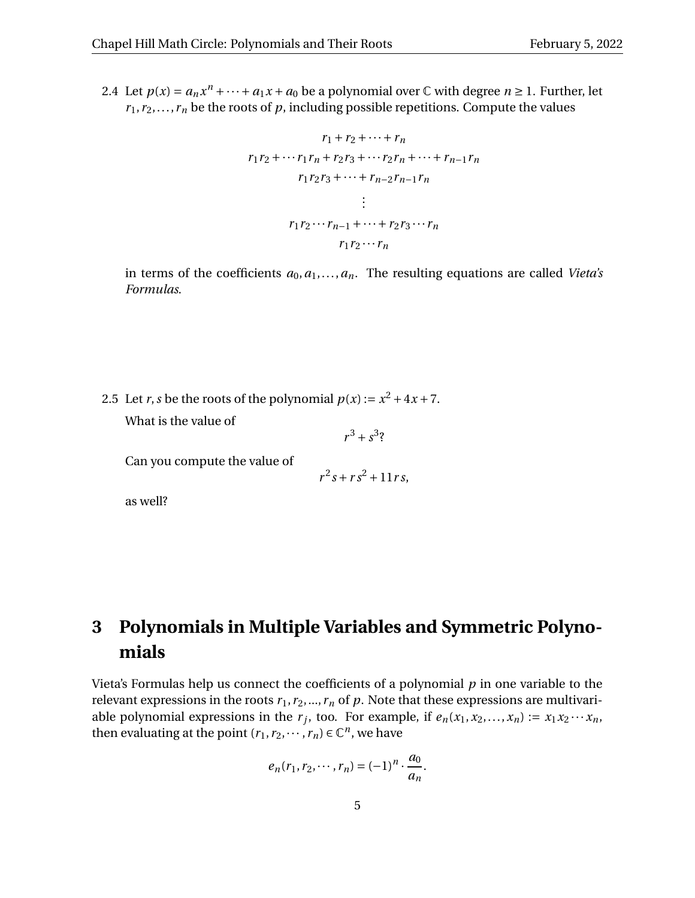2.4 Let $p(x) = a_n x^n + \cdots + a_1 x + a_0$ be a polynomial over $\mathbb{C}$ with degree $n \geq 1$. Further, let $r_1, r_2, \ldots, r_n$ be the roots of $p$, including possible repetitions. Compute the values

$$
\begin{gathered}
r_1 + r_2 + \cdots + r_n \\
r_1 r_2 + \cdots r_1 r_n + r_2 r_3 + \cdots r_2 r_n + \cdots + r_{n-1} r_n \\
r_1 r_2 r_3 + \cdots + r_{n-2} r_{n-1} r_n \\
\vdots \\
r_1 r_2 \cdots r_{n-1} + \cdots + r_2 r_3 \cdots r_n \\
r_1 r_2 \cdots r_n
\end{gathered}
$$

in terms of the coefficients $a_0, a_1, \ldots, a_n$. The resulting equations are called *Vieta's Formulas*.

2.5 Let $r, s$ be the roots of the polynomial $p(x) := x^2 + 4x + 7$.

What is the value of

$$r^3 + s^3?$$

Can you compute the value of

$$r^2 s + r s^2 + 11 r s,$$

as well?

# 3 Polynomials in Multiple Variables and Symmetric Polynomials

Vieta's Formulas help us connect the coefficients of a polynomial $p$ in one variable to the relevant expressions in the roots $r_1, r_2, ..., r_n$ of $p$. Note that these expressions are multivariable polynomial expressions in the $r_j$, too. For example, if $e_n(x_1, x_2, \ldots, x_n) := x_1 x_2 \cdots x_n$, then evaluating at the point $(r_1, r_2, \cdots, r_n) \in \mathbb{C}^n$, we have

$$e_n(r_1, r_2, \cdots, r_n) = (-1)^n \cdot \frac{a_0}{a_n}.$$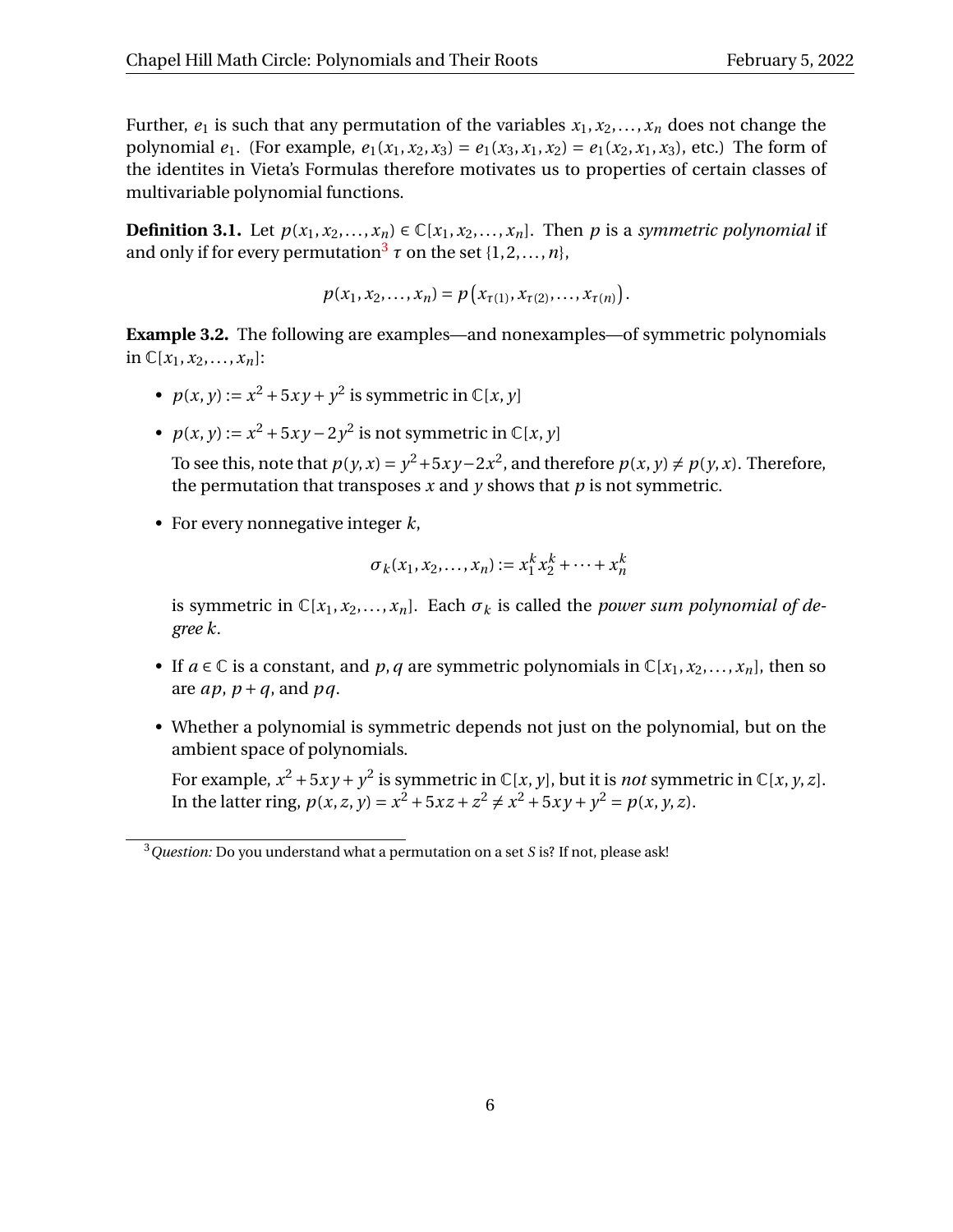Further, $e_1$ is such that any permutation of the variables $x_1, x_2, \ldots, x_n$ does not change the polynomial $e_1$. (For example, $e_1(x_1, x_2, x_3) = e_1(x_3, x_1, x_2) = e_1(x_2, x_1, x_3)$, etc.) The form of the identites in Vieta's Formulas therefore motivates us to properties of certain classes of multivariable polynomial functions.

**Definition 3.1.** Let $p(x_1, x_2, \ldots, x_n) \in \mathbb{C}[x_1, x_2, \ldots, x_n]$. Then $p$ is a *symmetric polynomial* if and only if for every permutation[3] $\tau$ on the set $\{1, 2, \ldots, n\}$,

$$p(x_1, x_2, \ldots, x_n) = p\left(x_{\tau(1)}, x_{\tau(2)}, \ldots, x_{\tau(n)}\right).$$

**Example 3.2.** The following are examples—and nonexamples—of symmetric polynomials in $\mathbb{C}[x_1, x_2, \ldots, x_n]$:

- $p(x, y) := x^2 + 5xy + y^2$ is symmetric in $\mathbb{C}[x, y]$
- $p(x, y) := x^2 + 5xy - 2y^2$ is not symmetric in $\mathbb{C}[x, y]$

  To see this, note that $p(y, x) = y^2 + 5xy - 2x^2$, and therefore $p(x, y) \neq p(y, x)$. Therefore, the permutation that transposes $x$ and $y$ shows that $p$ is not symmetric.

- For every nonnegative integer $k$,

  $$\sigma_k(x_1, x_2, \ldots, x_n) := x_1^k x_2^k + \cdots + x_n^k$$

  is symmetric in $\mathbb{C}[x_1, x_2, \ldots, x_n]$. Each $\sigma_k$ is called the *power sum polynomial of degree $k$*.

- If $a \in \mathbb{C}$ is a constant, and $p, q$ are symmetric polynomials in $\mathbb{C}[x_1, x_2, \ldots, x_n]$, then so are $ap$, $p + q$, and $pq$.
- Whether a polynomial is symmetric depends not just on the polynomial, but on the ambient space of polynomials.

  For example, $x^2 + 5xy + y^2$ is symmetric in $\mathbb{C}[x, y]$, but it is *not* symmetric in $\mathbb{C}[x, y, z]$. In the latter ring, $p(x, z, y) = x^2 + 5xz + z^2 \neq x^2 + 5xy + y^2 = p(x, y, z)$.

---

[3] *Question:* Do you understand what a permutation on a set $S$ is? If not, please ask!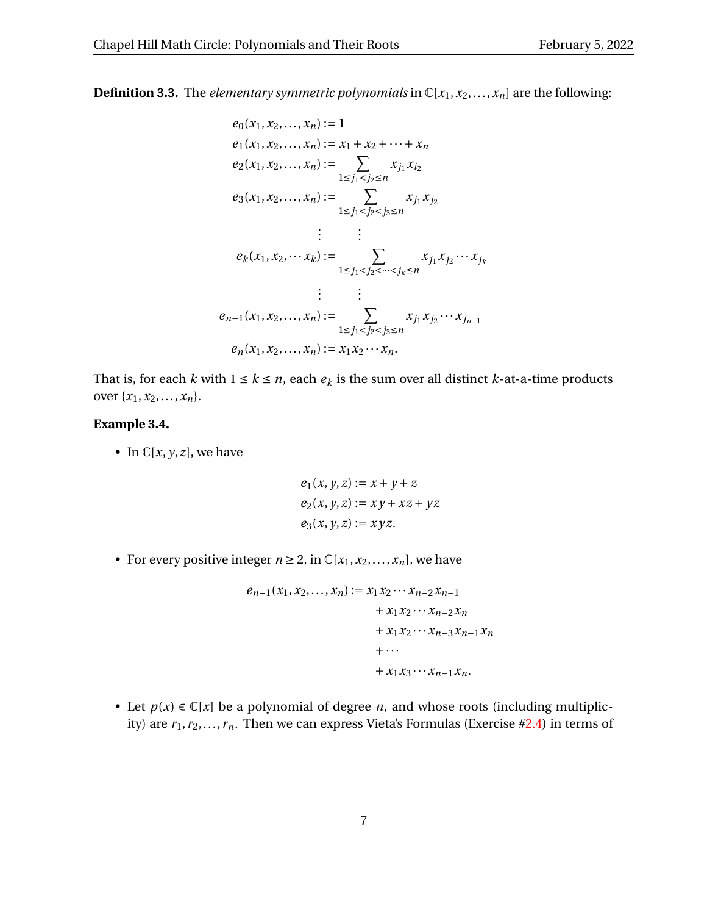**Definition 3.3.** The *elementary symmetric polynomials* in $\mathbb{C}[x_1, x_2, \ldots, x_n]$ are the following:

$$
\begin{aligned}
e_0(x_1, x_2, \ldots, x_n) &:= 1 \\
e_1(x_1, x_2, \ldots, x_n) &:= x_1 + x_2 + \cdots + x_n \\
e_2(x_1, x_2, \ldots, x_n) &:= \sum_{1 \le j_1 < j_2 \le n} x_{j_1} x_{i_2} \\
e_3(x_1, x_2, \ldots, x_n) &:= \sum_{1 \le j_1 < j_2 < j_3 \le n} x_{j_1} x_{j_2} \\
&\vdots \qquad \vdots \\
e_k(x_1, x_2, \cdots x_k) &:= \sum_{1 \le j_1 < j_2 < \cdots < j_k \le n} x_{j_1} x_{j_2} \cdots x_{j_k} \\
&\vdots \qquad \vdots \\
e_{n-1}(x_1, x_2, \ldots, x_n) &:= \sum_{1 \le j_1 < j_2 < j_3 \le n} x_{j_1} x_{j_2} \cdots x_{j_{n-1}} \\
e_n(x_1, x_2, \ldots, x_n) &:= x_1 x_2 \cdots x_n.
\end{aligned}
$$

That is, for each $k$ with $1 \le k \le n$, each $e_k$ is the sum over all distinct $k$-at-a-time products over $\{x_1, x_2, \ldots, x_n\}$.

**Example 3.4.**

- In $\mathbb{C}[x, y, z]$, we have

$$
\begin{aligned}
e_1(x, y, z) &:= x + y + z \\
e_2(x, y, z) &:= xy + xz + yz \\
e_3(x, y, z) &:= xyz.
\end{aligned}
$$

- For every positive integer $n \ge 2$, in $\mathbb{C}[x_1, x_2, \ldots, x_n]$, we have

$$
\begin{aligned}
e_{n-1}(x_1, x_2, \ldots, x_n) := x_1 x_2 \cdots x_{n-2} x_{n-1} \\
&+ x_1 x_2 \cdots x_{n-2} x_n \\
&+ x_1 x_2 \cdots x_{n-3} x_{n-1} x_n \\
&+ \cdots \\
&+ x_1 x_3 \cdots x_{n-1} x_n.
\end{aligned}
$$

- Let $p(x) \in \mathbb{C}[x]$ be a polynomial of degree $n$, and whose roots (including multiplicity) are $r_1, r_2, \ldots, r_n$. Then we can express Vieta's Formulas (Exercise #2.4) in terms of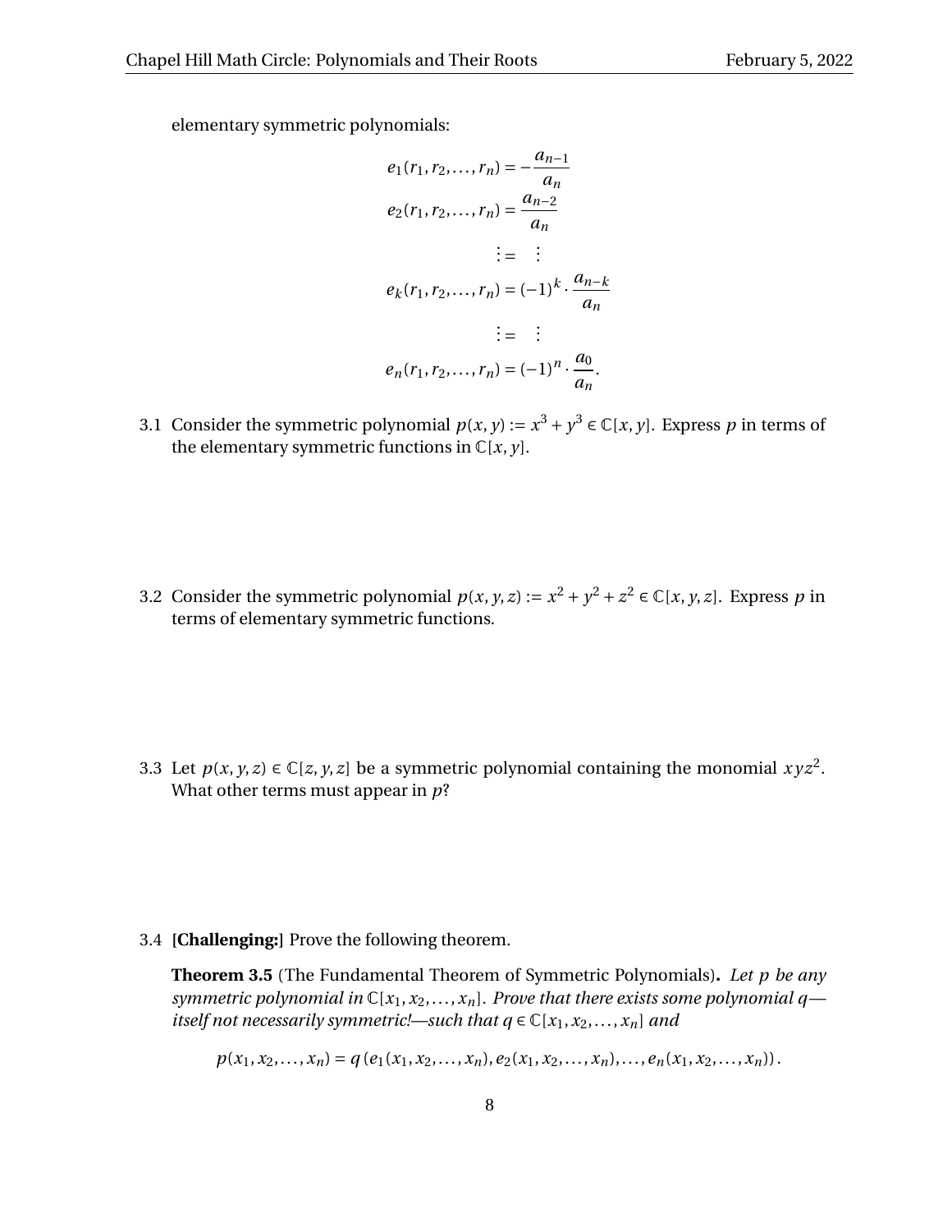elementary symmetric polynomials:

$$
\begin{aligned}
e_1(r_1, r_2, \ldots, r_n) &= -\frac{a_{n-1}}{a_n} \\
e_2(r_1, r_2, \ldots, r_n) &= \frac{a_{n-2}}{a_n} \\
\vdots &= \quad \vdots \\
e_k(r_1, r_2, \ldots, r_n) &= (-1)^k \cdot \frac{a_{n-k}}{a_n} \\
\vdots &= \quad \vdots \\
e_n(r_1, r_2, \ldots, r_n) &= (-1)^n \cdot \frac{a_0}{a_n}.
\end{aligned}
$$

3.1 Consider the symmetric polynomial $p(x, y) := x^3 + y^3 \in \mathbb{C}[x, y]$. Express $p$ in terms of the elementary symmetric functions in $\mathbb{C}[x, y]$.

3.2 Consider the symmetric polynomial $p(x, y, z) := x^2 + y^2 + z^2 \in \mathbb{C}[x, y, z]$. Express $p$ in terms of elementary symmetric functions.

3.3 Let $p(x, y, z) \in \mathbb{C}[z, y, z]$ be a symmetric polynomial containing the monomial $xyz^2$. What other terms must appear in $p$?

3.4 **[Challenging:]** Prove the following theorem.

**Theorem 3.5** (The Fundamental Theorem of Symmetric Polynomials)**.** *Let $p$ be any symmetric polynomial in $\mathbb{C}[x_1, x_2, \ldots, x_n]$. Prove that there exists some polynomial $q$—itself not necessarily symmetric!—such that $q \in \mathbb{C}[x_1, x_2, \ldots, x_n]$ and*

$$
p(x_1, x_2, \ldots, x_n) = q\left(e_1(x_1, x_2, \ldots, x_n), e_2(x_1, x_2, \ldots, x_n), \ldots, e_n(x_1, x_2, \ldots, x_n)\right).
$$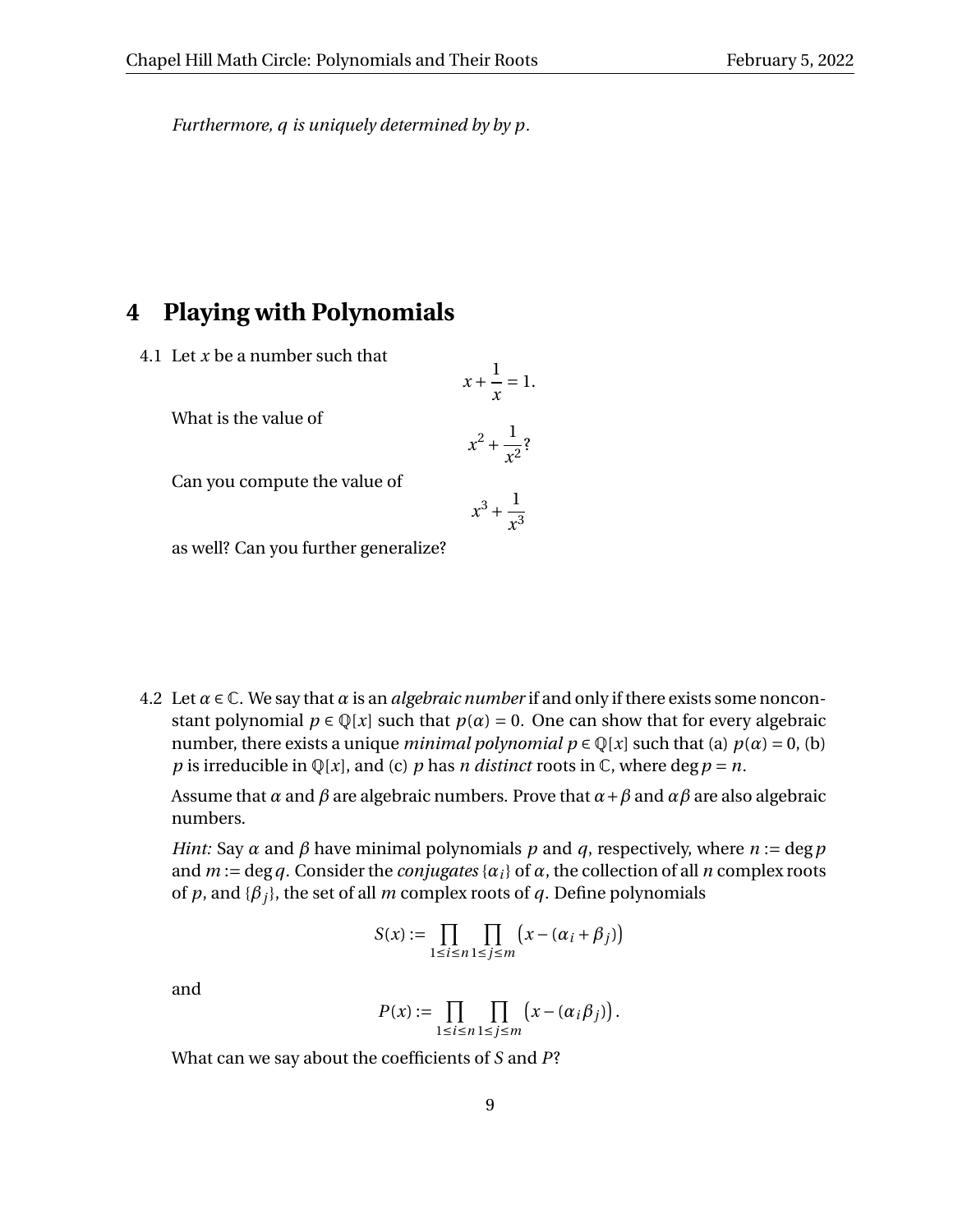*Furthermore, $q$ is uniquely determined by by $p$.*

# 4 Playing with Polynomials

4.1 Let $x$ be a number such that

$$x + \frac{1}{x} = 1.$$

What is the value of

$$x^2 + \frac{1}{x^2}?$$

Can you compute the value of

$$x^3 + \frac{1}{x^3}$$

as well? Can you further generalize?

4.2 Let $\alpha \in \mathbb{C}$. We say that $\alpha$ is an *algebraic number* if and only if there exists some nonconstant polynomial $p \in \mathbb{Q}[x]$ such that $p(\alpha) = 0$. One can show that for every algebraic number, there exists a unique *minimal polynomial* $p \in \mathbb{Q}[x]$ such that (a) $p(\alpha) = 0$, (b) $p$ is irreducible in $\mathbb{Q}[x]$, and (c) $p$ has $n$ *distinct* roots in $\mathbb{C}$, where $\deg p = n$.

Assume that $\alpha$ and $\beta$ are algebraic numbers. Prove that $\alpha + \beta$ and $\alpha\beta$ are also algebraic numbers.

*Hint:* Say $\alpha$ and $\beta$ have minimal polynomials $p$ and $q$, respectively, where $n := \deg p$ and $m := \deg q$. Consider the *conjugates* $\{\alpha_i\}$ of $\alpha$, the collection of all $n$ complex roots of $p$, and $\{\beta_j\}$, the set of all $m$ complex roots of $q$. Define polynomials

$$S(x) := \prod_{1 \le i \le n} \prod_{1 \le j \le m} \left(x - (\alpha_i + \beta_j)\right)$$

and

$$P(x) := \prod_{1 \le i \le n} \prod_{1 \le j \le m} \left(x - (\alpha_i \beta_j)\right).$$

What can we say about the coefficients of $S$ and $P$?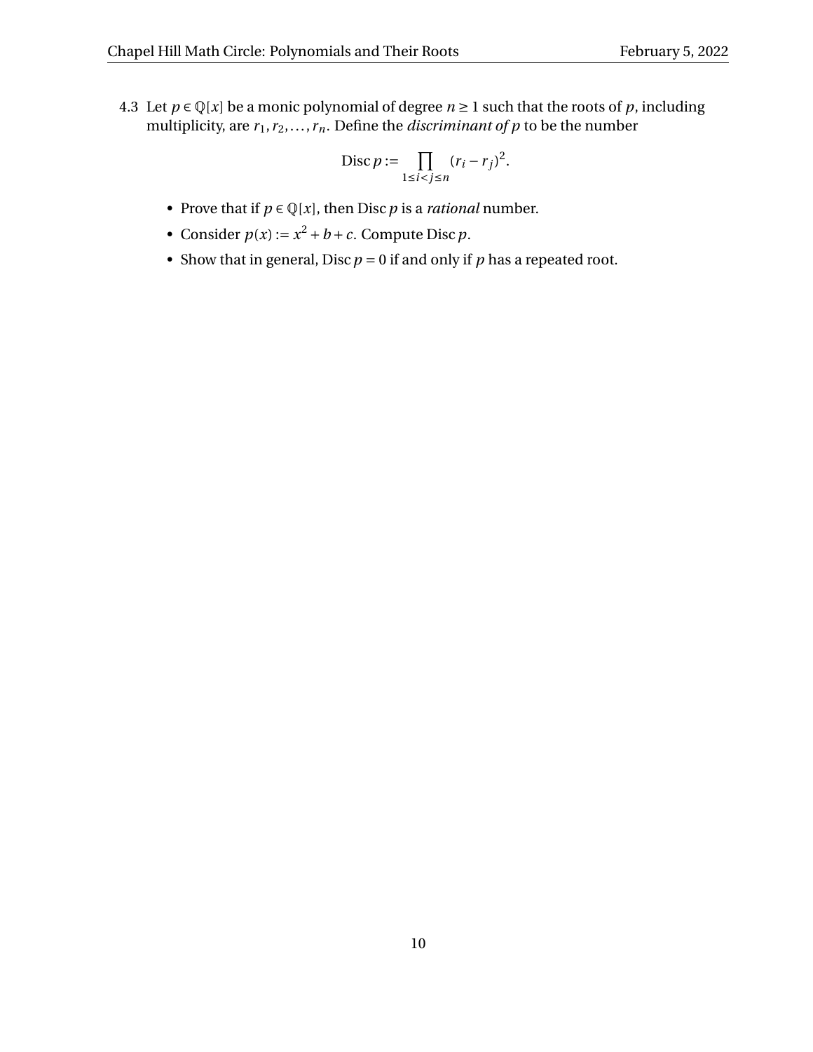4.3 Let $p \in \mathbb{Q}[x]$ be a monic polynomial of degree $n \geq 1$ such that the roots of $p$, including multiplicity, are $r_1, r_2, \ldots, r_n$. Define the *discriminant of p* to be the number

$$\operatorname{Disc} p := \prod_{1 \leq i < j \leq n} (r_i - r_j)^2.$$

- Prove that if $p \in \mathbb{Q}[x]$, then $\operatorname{Disc} p$ is a *rational* number.
- Consider $p(x) := x^2 + b + c$. Compute $\operatorname{Disc} p$.
- Show that in general, $\operatorname{Disc} p = 0$ if and only if $p$ has a repeated root.